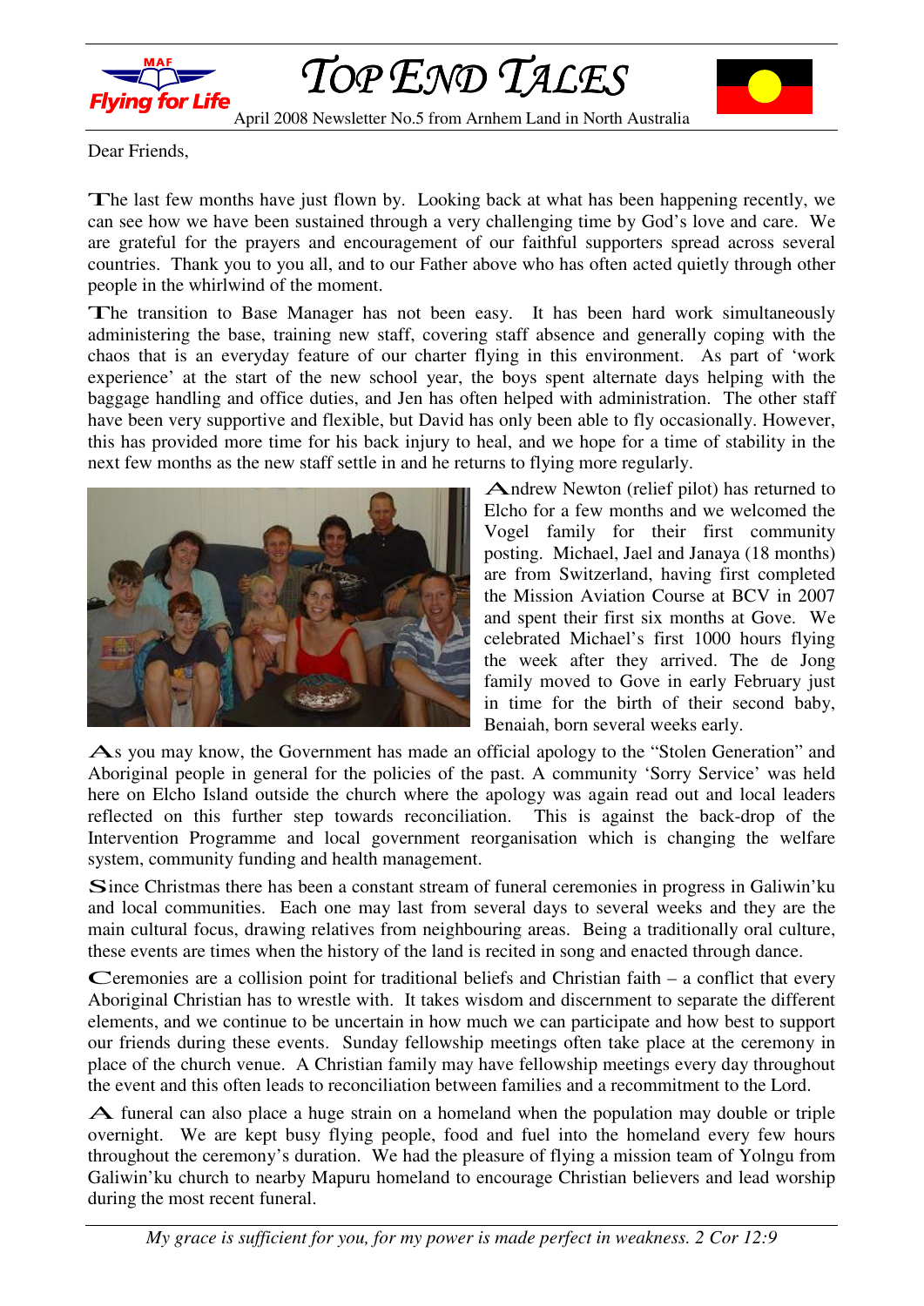MAF Flying for Life

# TOP END TALES

April 2008 Newsletter No.5 from Arnhem Land in North Australia

Dear Friends,

The last few months have just flown by. Looking back at what has been happening recently, we can see how we have been sustained through a very challenging time by God's love and care. We are grateful for the prayers and encouragement of our faithful supporters spread across several countries. Thank you to you all, and to our Father above who has often acted quietly through other people in the whirlwind of the moment.

The transition to Base Manager has not been easy. It has been hard work simultaneously administering the base, training new staff, covering staff absence and generally coping with the chaos that is an everyday feature of our charter flying in this environment. As part of 'work experience' at the start of the new school year, the boys spent alternate days helping with the baggage handling and office duties, and Jen has often helped with administration. The other staff have been very supportive and flexible, but David has only been able to fly occasionally. However, this has provided more time for his back injury to heal, and we hope for a time of stability in the next few months as the new staff settle in and he returns to flying more regularly.

Andrew Newton (relief pilot) has returned to Elcho for a few months and we welcomed the Vogel family for their first community posting. Michael, Jael and Janaya (18 months) are from Switzerland, having first completed the Mission Aviation Course at BCV in 2007 and spent their first six months at Gove. We celebrated Michael's first 1000 hours flying the week after they arrived. The de Jong family moved to Gove in early February just in time for the birth of their second baby, Benaiah, born several weeks early.

As you may know, the Government has made an official apology to the "Stolen Generation" and Aboriginal people in general for the policies of the past. A community 'Sorry Service' was held here on Elcho Island outside the church where the apology was again read out and local leaders reflected on this further step towards reconciliation. This is against the back-drop of the Intervention Programme and local government reorganisation which is changing the welfare system, community funding and health management.

Since Christmas there has been a constant stream of funeral ceremonies in progress in Galiwin'ku and local communities. Each one may last from several days to several weeks and they are the main cultural focus, drawing relatives from neighbouring areas. Being a traditionally oral culture, these events are times when the history of the land is recited in song and enacted through dance.

Ceremonies are a collision point for traditional beliefs and Christian faith – a conflict that every Aboriginal Christian has to wrestle with. It takes wisdom and discernment to separate the different elements, and we continue to be uncertain in how much we can participate and how best to support our friends during these events. Sunday fellowship meetings often take place at the ceremony in place of the church venue. A Christian family may have fellowship meetings every day throughout the event and this often leads to reconciliation between families and a recommitment to the Lord.

A funeral can also place a huge strain on a homeland when the population may double or triple overnight. We are kept busy flying people, food and fuel into the homeland every few hours throughout the ceremony's duration. We had the pleasure of flying a mission team of Yolngu from Galiwin'ku church to nearby Mapuru homeland to encourage Christian believers and lead worship during the most recent funeral.

*My grace is sufficient for you, for my power is made perfect in weakness. 2 Cor 12:9*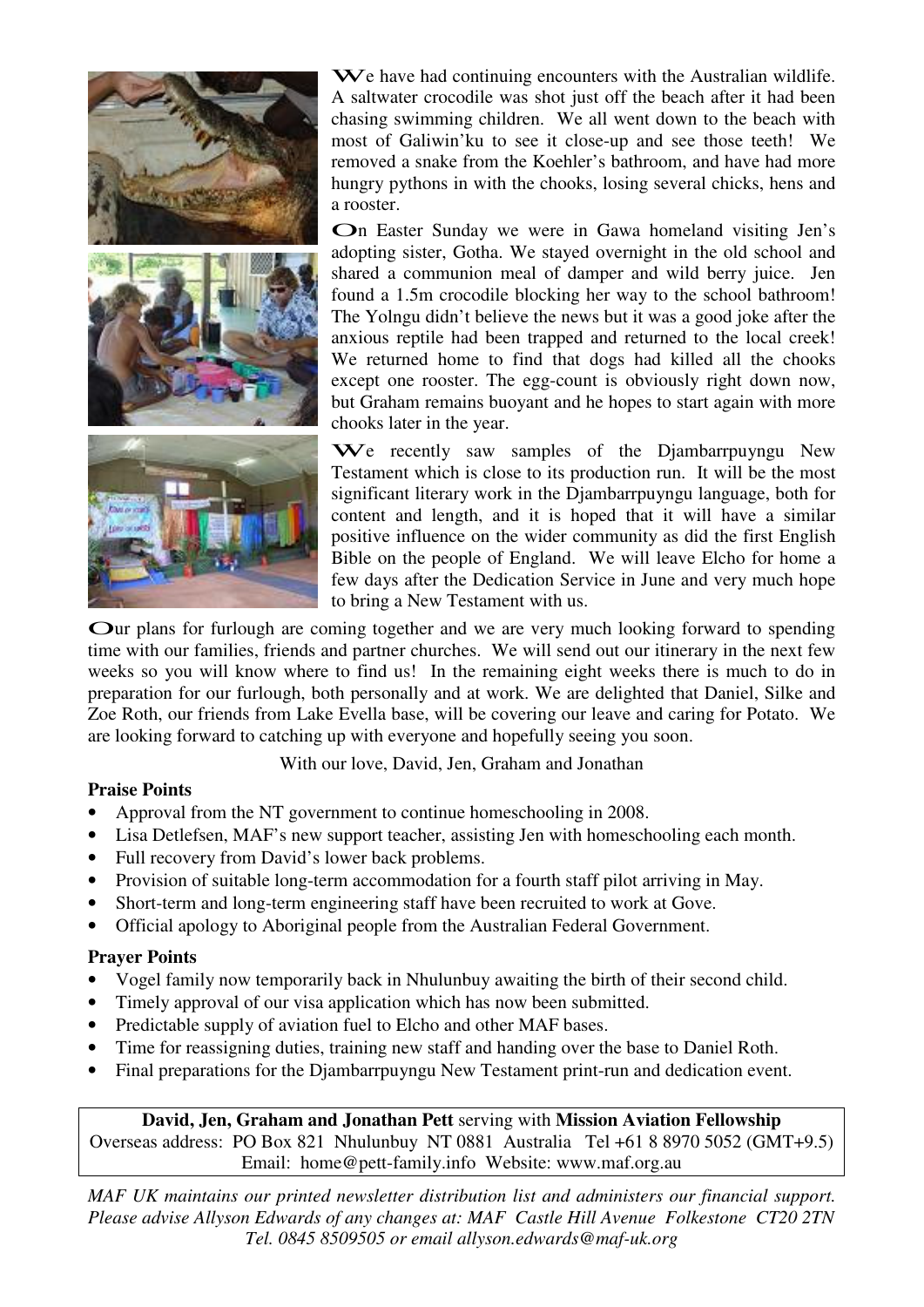We have had continuing encounters with the Australian wildlife. A saltwater crocodile was shot just off the beach after it had been chasing swimming children. We all went down to the beach with most of Galiwin'ku to see it close-up and see those teeth! We removed a snake from the Koehler's bathroom, and have had more hungry pythons in with the chooks, losing several chicks, hens and a rooster.

On Easter Sunday we were in Gawa homeland visiting Jen's adopting sister, Gotha. We stayed overnight in the old school and shared a communion meal of damper and wild berry juice. Jen found a 1.5m crocodile blocking her way to the school bathroom! The Yolngu didn't believe the news but it was a good joke after the anxious reptile had been trapped and returned to the local creek! We returned home to find that dogs had killed all the chooks except one rooster. The egg-count is obviously right down now, but Graham remains buoyant and he hopes to start again with more chooks later in the year.

We recently saw samples of the Djambarrpuyngu New Testament which is close to its production run. It will be the most significant literary work in the Djambarrpuyngu language, both for content and length, and it is hoped that it will have a similar positive influence on the wider community as did the first English Bible on the people of England. We will leave Elcho for home a few days after the Dedication Service in June and very much hope to bring a New Testament with us.

Our plans for furlough are coming together and we are very much looking forward to spending time with our families, friends and partner churches. We will send out our itinerary in the next few weeks so you will know where to find us! In the remaining eight weeks there is much to do in preparation for our furlough, both personally and at work. We are delighted that Daniel, Silke and Zoe Roth, our friends from Lake Evella base, will be covering our leave and caring for Potato. We are looking forward to catching up with everyone and hopefully seeing you soon.

With our love, David, Jen, Graham and Jonathan

**Praise Points**

- Approval from the NT government to continue homeschooling in 2008.
- Lisa Detlefsen, MAF's new support teacher, assisting Jen with homeschooling each month.
- Full recovery from David's lower back problems.
- Provision of suitable long-term accommodation for a fourth staff pilot arriving in May.
- Short-term and long-term engineering staff have been recruited to work at Gove.
- Official apology to Aboriginal people from the Australian Federal Government.

**Prayer Points**

- Vogel family now temporarily back in Nhulunbuy awaiting the birth of their second child.
- Timely approval of our visa application which has now been submitted.
- Predictable supply of aviation fuel to Elcho and other MAF bases.
- Time for reassigning duties, training new staff and handing over the base to Daniel Roth.
- Final preparations for the Djambarrpuyngu New Testament print-run and dedication event.

**David, Jen, Graham and Jonathan Pett** serving with **Mission Aviation Fellowship**
Overseas address: PO Box 821 Nhulunbuy NT 0881 Australia Tel +61 8 8970 5052 (GMT+9.5)
Email: home@pett-family.info Website: www.maf.org.au

*MAF UK maintains our printed newsletter distribution list and administers our financial support. Please advise Allyson Edwards of any changes at: MAF Castle Hill Avenue Folkestone CT20 2TN Tel. 0845 8509505 or email allyson.edwards@maf-uk.org*